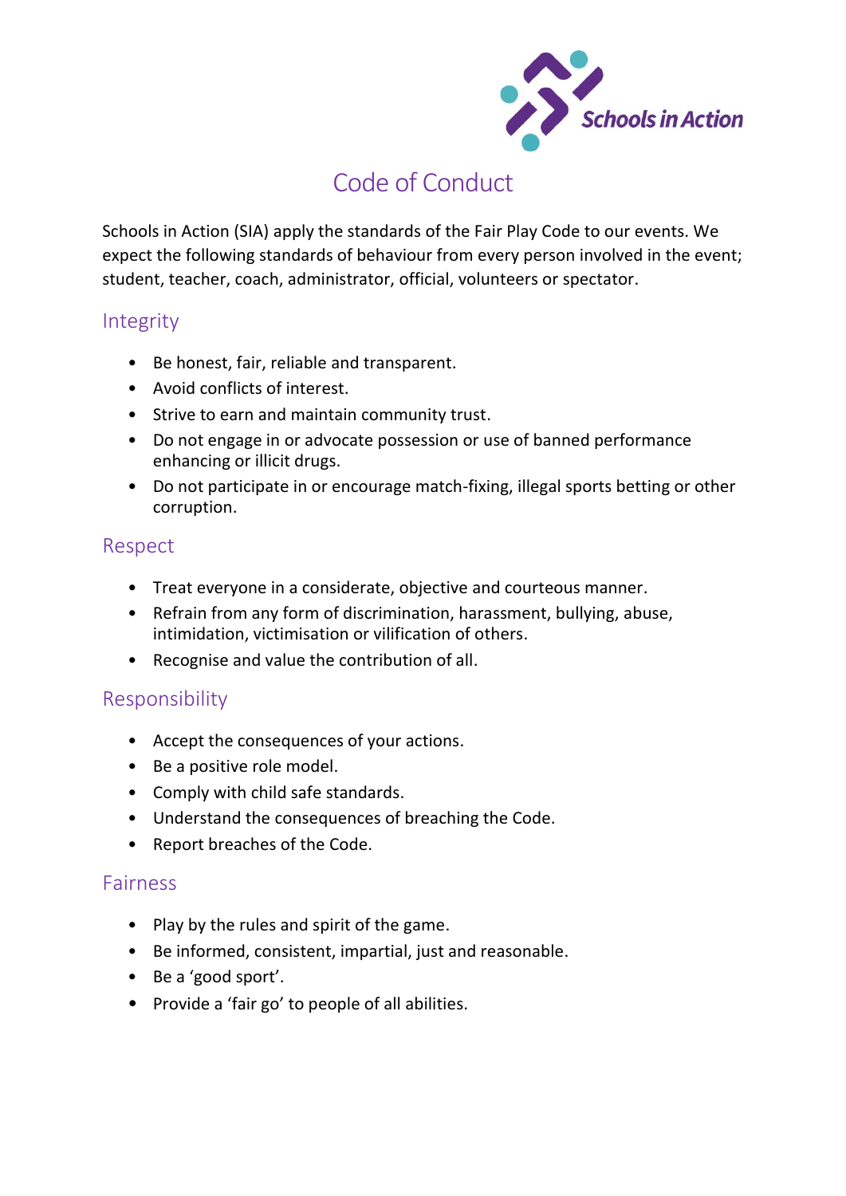Schools in Action

# Code of Conduct

Schools in Action (SIA) apply the standards of the Fair Play Code to our events. We expect the following standards of behaviour from every person involved in the event; student, teacher, coach, administrator, official, volunteers or spectator.

## Integrity

- Be honest, fair, reliable and transparent.
- Avoid conflicts of interest.
- Strive to earn and maintain community trust.
- Do not engage in or advocate possession or use of banned performance enhancing or illicit drugs.
- Do not participate in or encourage match-fixing, illegal sports betting or other corruption.

## Respect

- Treat everyone in a considerate, objective and courteous manner.
- Refrain from any form of discrimination, harassment, bullying, abuse, intimidation, victimisation or vilification of others.
- Recognise and value the contribution of all.

## Responsibility

- Accept the consequences of your actions.
- Be a positive role model.
- Comply with child safe standards.
- Understand the consequences of breaching the Code.
- Report breaches of the Code.

## Fairness

- Play by the rules and spirit of the game.
- Be informed, consistent, impartial, just and reasonable.
- Be a 'good sport'.
- Provide a 'fair go' to people of all abilities.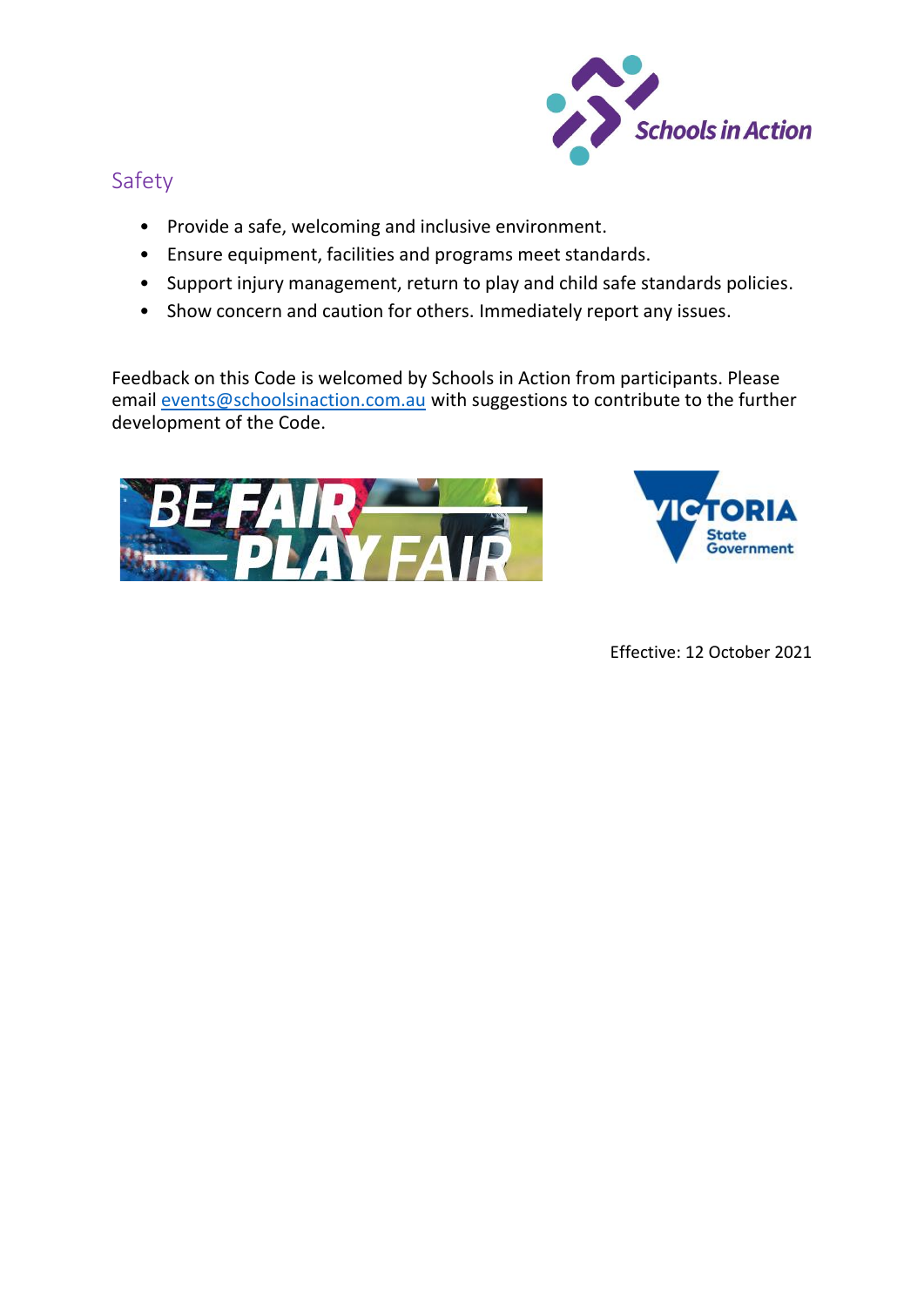## Safety

- Provide a safe, welcoming and inclusive environment.
- Ensure equipment, facilities and programs meet standards.
- Support injury management, return to play and child safe standards policies.
- Show concern and caution for others. Immediately report any issues.

Feedback on this Code is welcomed by Schools in Action from participants. Please email events@schoolsinaction.com.au with suggestions to contribute to the further development of the Code.

Effective: 12 October 2021